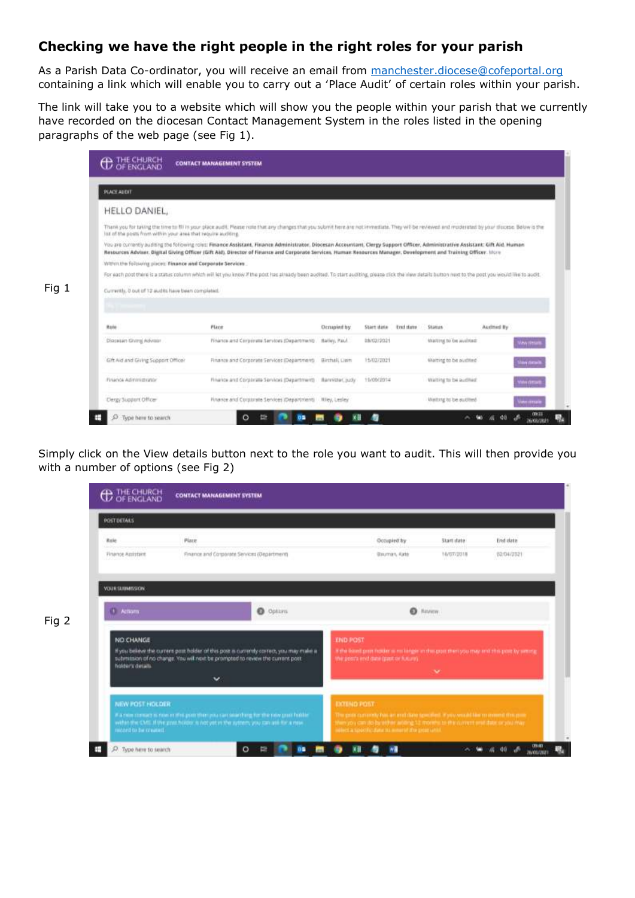## Checking we have the right people in the right roles for your parish

As a Parish Data Co-ordinator, you will receive an email from manchester.diocese@cofeportal.org containing a link which will enable you to carry out a 'Place Audit' of certain roles within your parish.

The link will take you to a website which will show you the people within your parish that we currently have recorded on the diocesan Contact Management System in the roles listed in the opening paragraphs of the web page (see Fig 1).

Fig 1

Simply click on the View details button next to the role you want to audit. This will then provide you with a number of options (see Fig 2)

Fig 2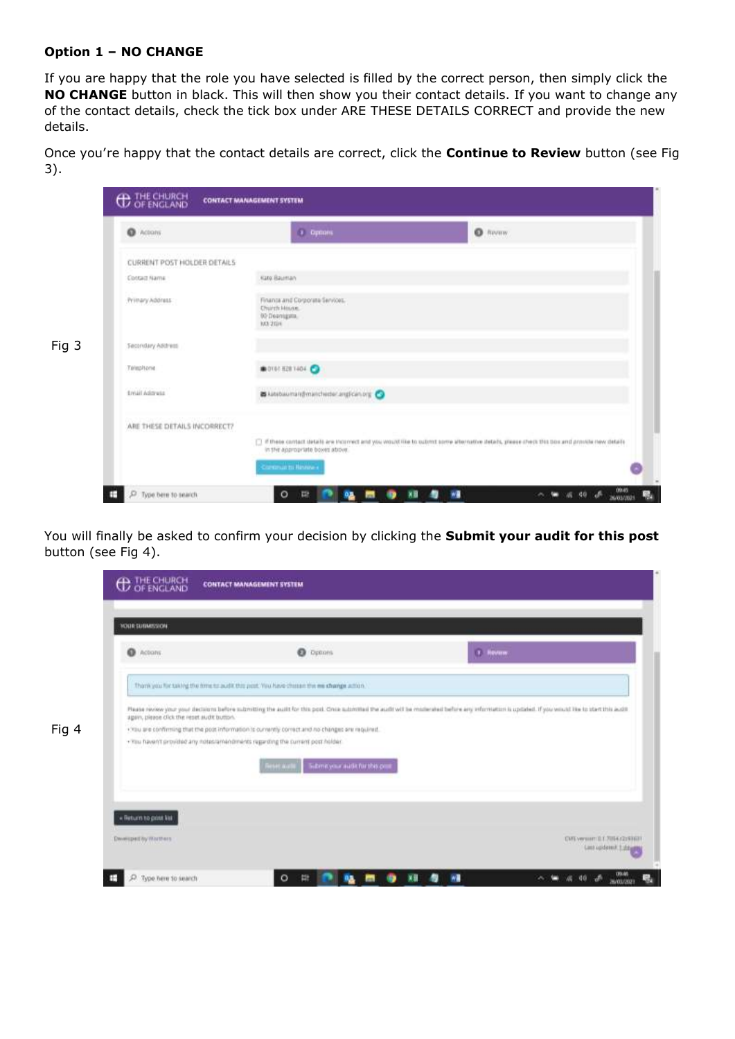**Option 1 – NO CHANGE**

If you are happy that the role you have selected is filled by the correct person, then simply click the **NO CHANGE** button in black. This will then show you their contact details. If you want to change any of the contact details, check the tick box under ARE THESE DETAILS CORRECT and provide the new details.

Once you're happy that the contact details are correct, click the **Continue to Review** button (see Fig 3).

Fig 3

You will finally be asked to confirm your decision by clicking the **Submit your audit for this post** button (see Fig 4).

Fig 4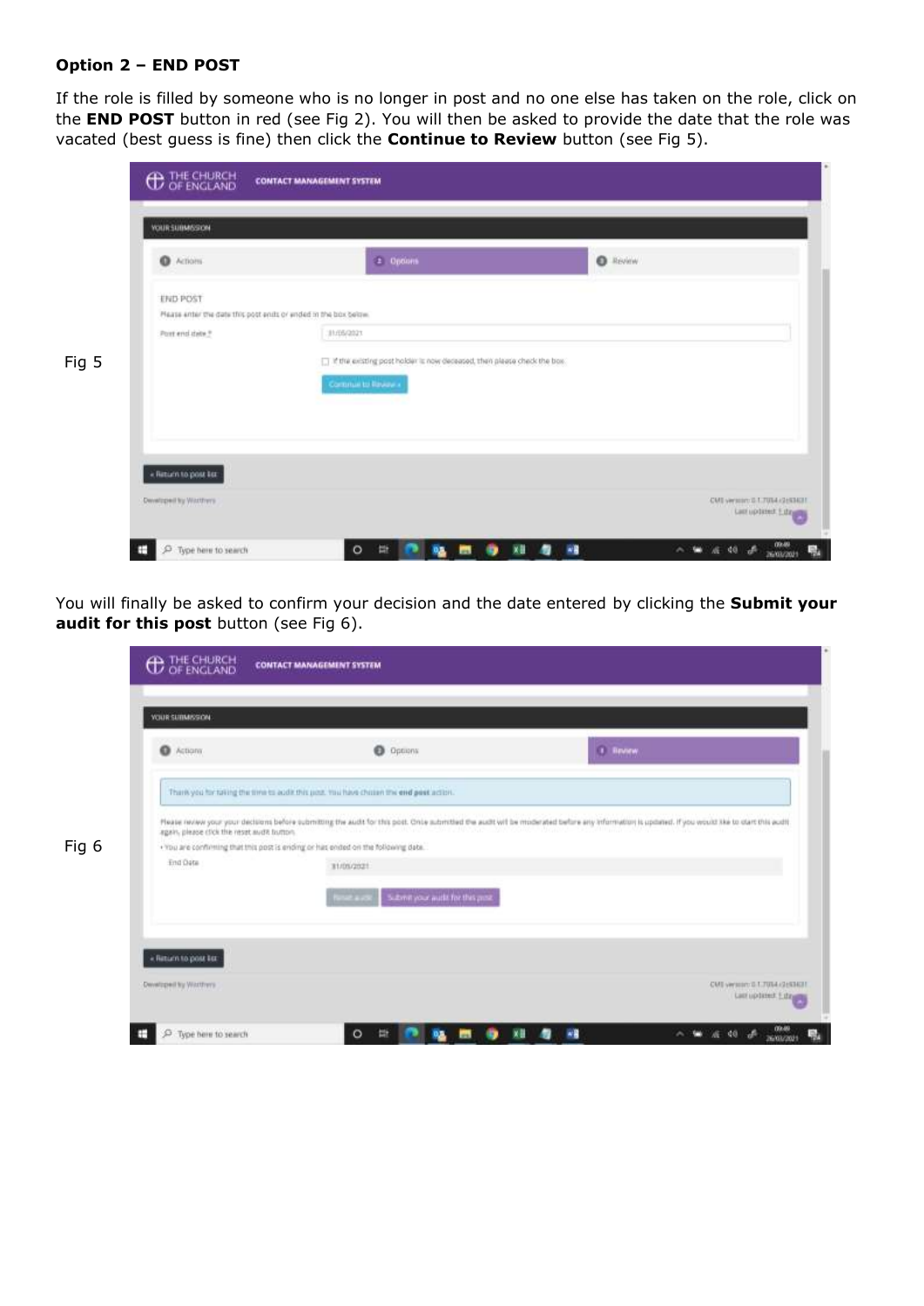**Option 2 – END POST**

If the role is filled by someone who is no longer in post and no one else has taken on the role, click on the **END POST** button in red (see Fig 2). You will then be asked to provide the date that the role was vacated (best guess is fine) then click the **Continue to Review** button (see Fig 5).

Fig 5

You will finally be asked to confirm your decision and the date entered by clicking the **Submit your audit for this post** button (see Fig 6).

Fig 6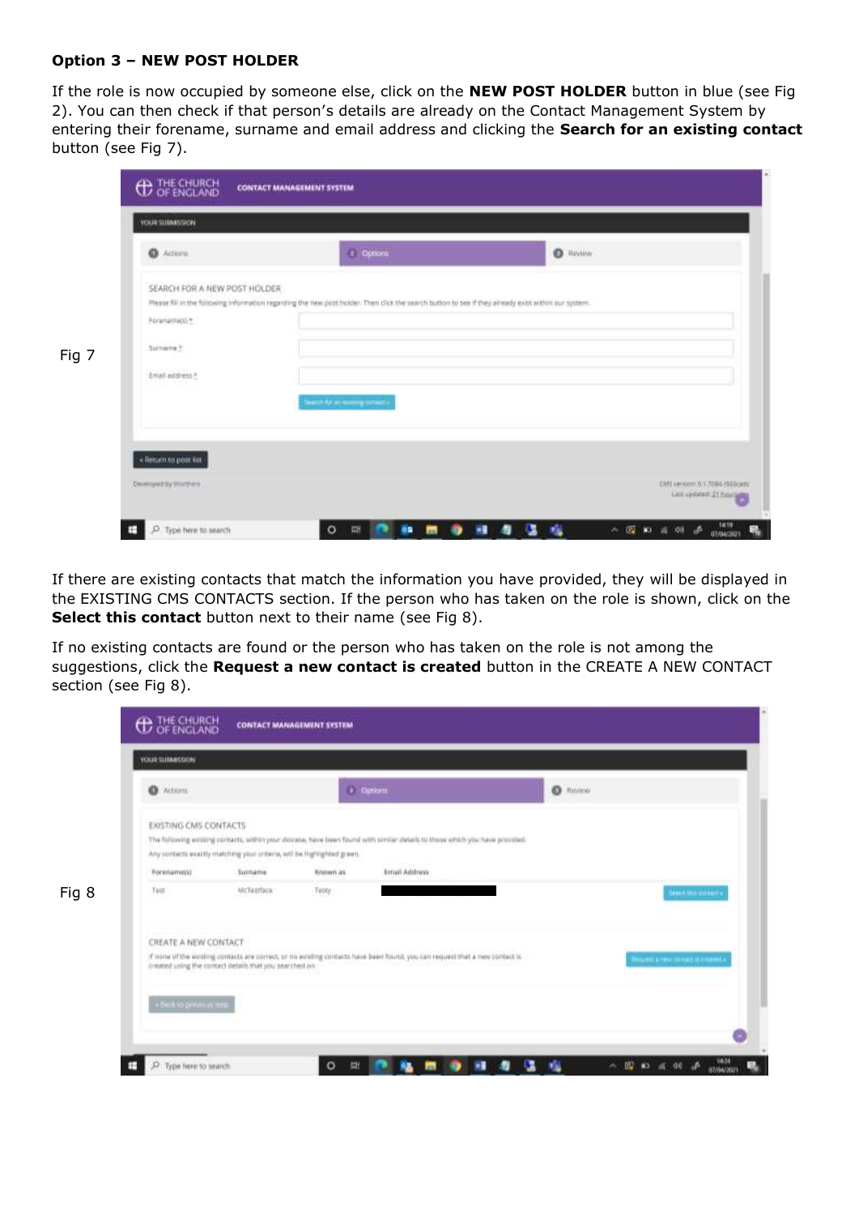**Option 3 – NEW POST HOLDER**

If the role is now occupied by someone else, click on the **NEW POST HOLDER** button in blue (see Fig 2). You can then check if that person's details are already on the Contact Management System by entering their forename, surname and email address and clicking the **Search for an existing contact** button (see Fig 7).

Fig 7

If there are existing contacts that match the information you have provided, they will be displayed in the EXISTING CMS CONTACTS section. If the person who has taken on the role is shown, click on the **Select this contact** button next to their name (see Fig 8).

If no existing contacts are found or the person who has taken on the role is not among the suggestions, click the **Request a new contact is created** button in the CREATE A NEW CONTACT section (see Fig 8).

Fig 8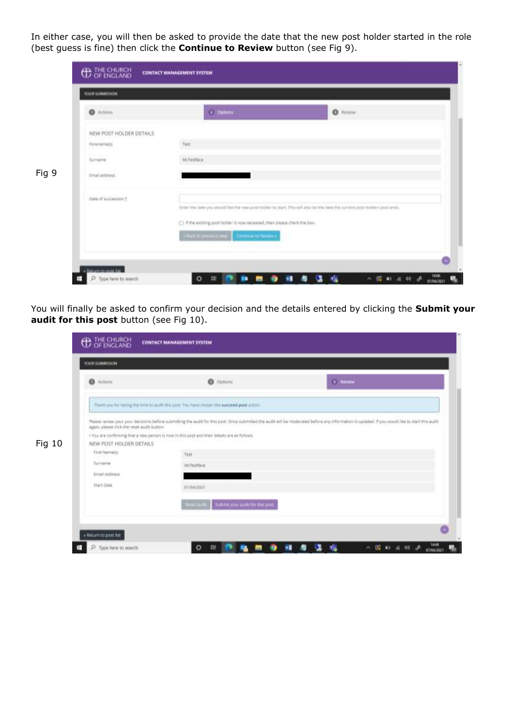In either case, you will then be asked to provide the date that the new post holder started in the role (best guess is fine) then click the **Continue to Review** button (see Fig 9).

Fig 9

You will finally be asked to confirm your decision and the details entered by clicking the **Submit your audit for this post** button (see Fig 10).

Fig 10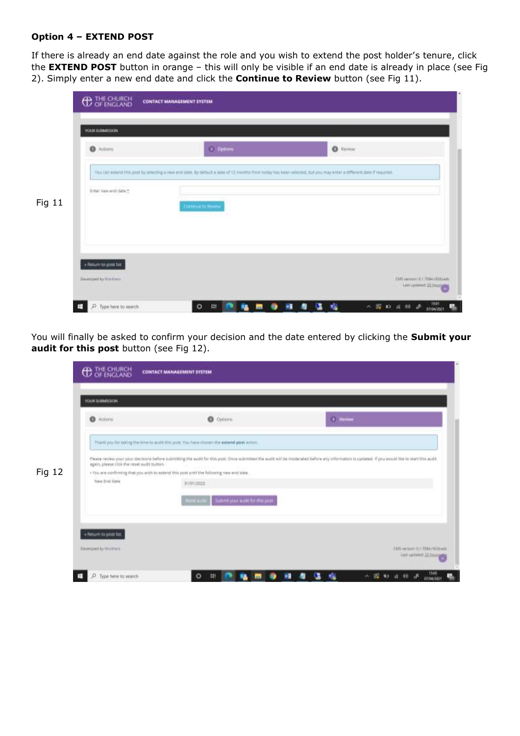**Option 4 – EXTEND POST**

If there is already an end date against the role and you wish to extend the post holder's tenure, click the **EXTEND POST** button in orange – this will only be visible if an end date is already in place (see Fig 2). Simply enter a new end date and click the **Continue to Review** button (see Fig 11).

Fig 11

You will finally be asked to confirm your decision and the date entered by clicking the **Submit your audit for this post** button (see Fig 12).

Fig 12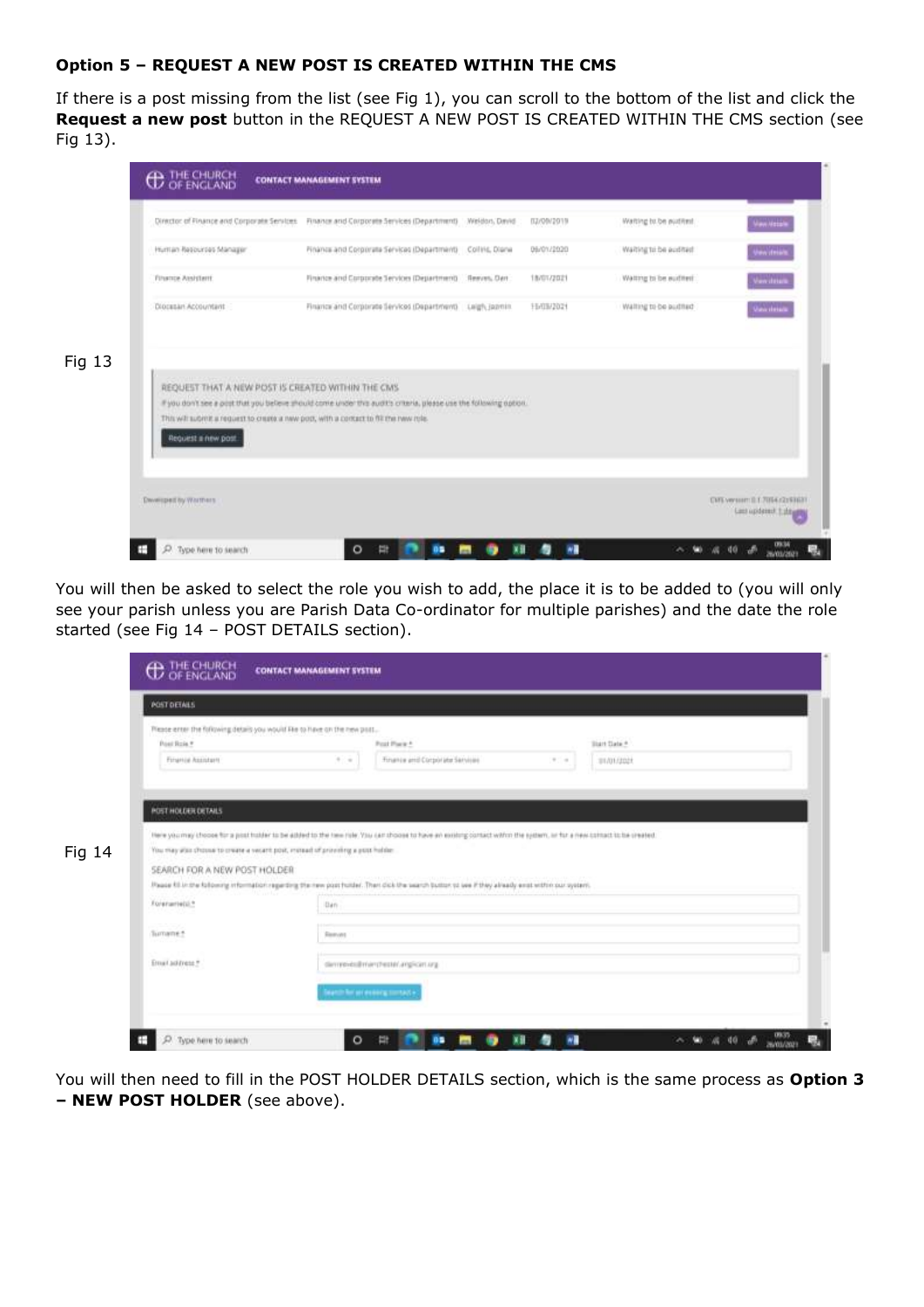**Option 5 – REQUEST A NEW POST IS CREATED WITHIN THE CMS**

If there is a post missing from the list (see Fig 1), you can scroll to the bottom of the list and click the **Request a new post** button in the REQUEST A NEW POST IS CREATED WITHIN THE CMS section (see Fig 13).

Fig 13

You will then be asked to select the role you wish to add, the place it is to be added to (you will only see your parish unless you are Parish Data Co-ordinator for multiple parishes) and the date the role started (see Fig 14 – POST DETAILS section).

Fig 14

You will then need to fill in the POST HOLDER DETAILS section, which is the same process as **Option 3 – NEW POST HOLDER** (see above).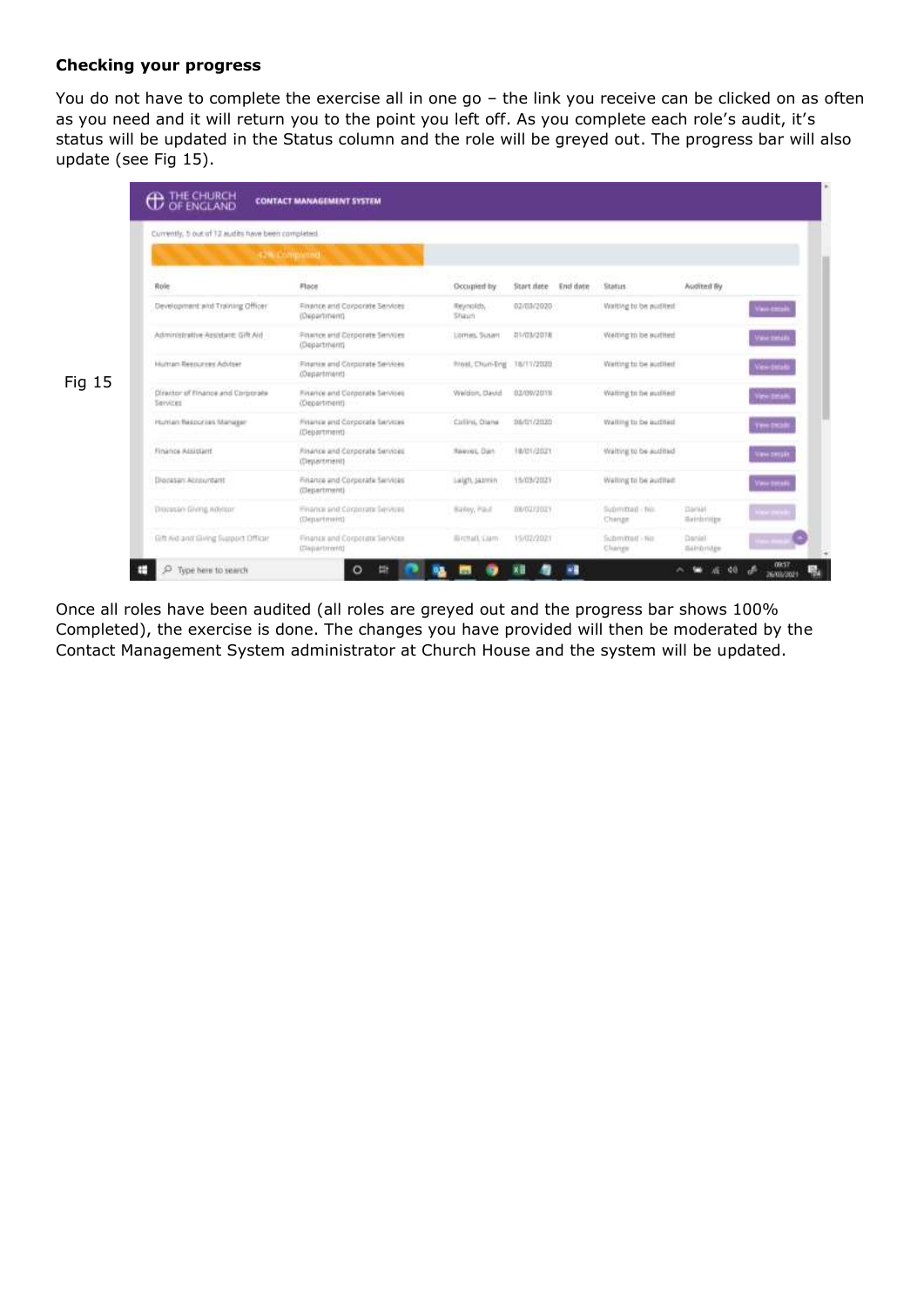**Checking your progress**

You do not have to complete the exercise all in one go – the link you receive can be clicked on as often as you need and it will return you to the point you left off. As you complete each role's audit, it's status will be updated in the Status column and the role will be greyed out. The progress bar will also update (see Fig 15).

Fig 15

Once all roles have been audited (all roles are greyed out and the progress bar shows 100% Completed), the exercise is done. The changes you have provided will then be moderated by the Contact Management System administrator at Church House and the system will be updated.